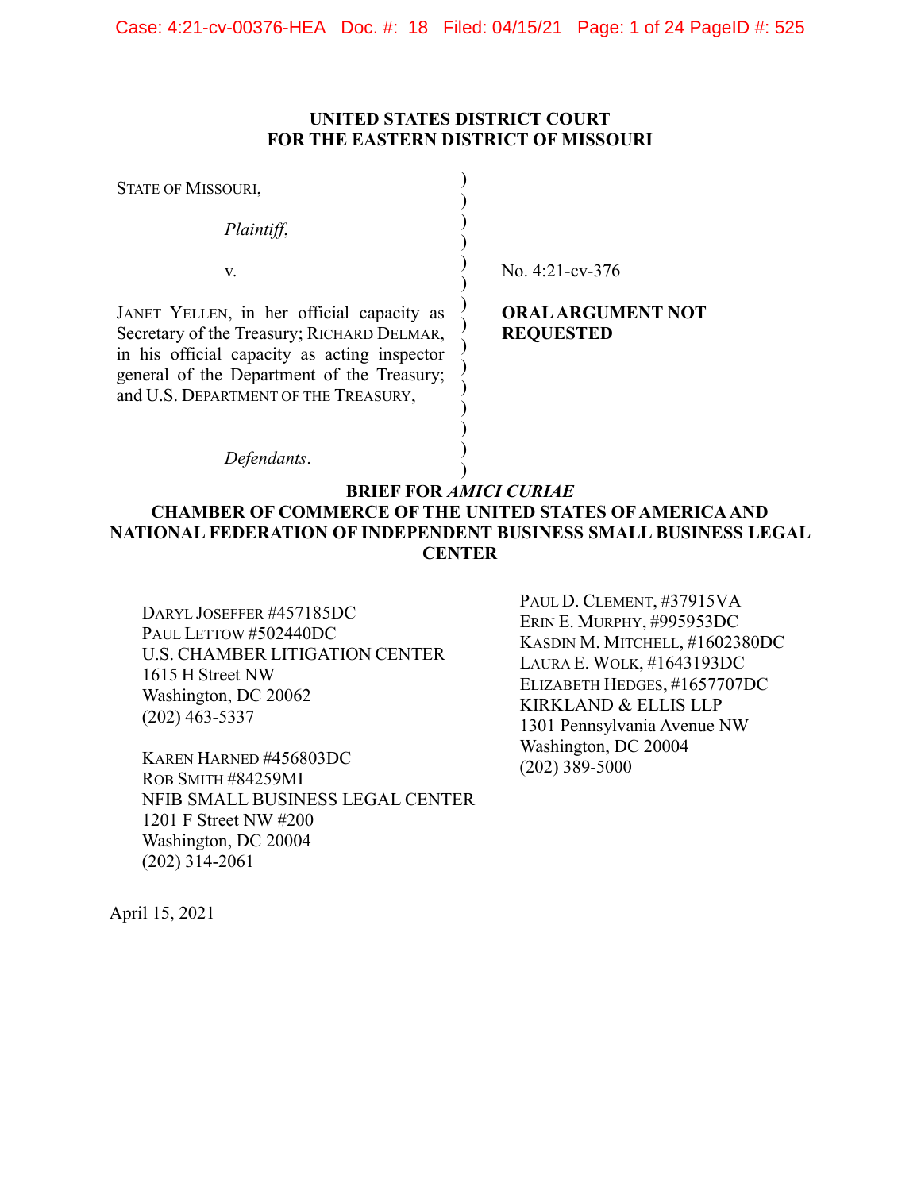**UNITED STATES DISTRICT COURT**
**FOR THE EASTERN DISTRICT OF MISSOURI**

STATE OF MISSOURI,

*Plaintiff*,

v.

JANET YELLEN, in her official capacity as Secretary of the Treasury; RICHARD DELMAR, in his official capacity as acting inspector general of the Department of the Treasury; and U.S. DEPARTMENT OF THE TREASURY,

*Defendants*.

No. 4:21-cv-376

**ORAL ARGUMENT NOT REQUESTED**

**BRIEF FOR *AMICI CURIAE***
**CHAMBER OF COMMERCE OF THE UNITED STATES OF AMERICA AND NATIONAL FEDERATION OF INDEPENDENT BUSINESS SMALL BUSINESS LEGAL CENTER**

DARYL JOSEFFER #457185DC
PAUL LETTOW #502440DC
U.S. CHAMBER LITIGATION CENTER
1615 H Street NW
Washington, DC 20062
(202) 463-5337

KAREN HARNED #456803DC
ROB SMITH #84259MI
NFIB SMALL BUSINESS LEGAL CENTER
1201 F Street NW #200
Washington, DC 20004
(202) 314-2061

PAUL D. CLEMENT, #37915VA
ERIN E. MURPHY, #995953DC
KASDIN M. MITCHELL, #1602380DC
LAURA E. WOLK, #1643193DC
ELIZABETH HEDGES, #1657707DC
KIRKLAND & ELLIS LLP
1301 Pennsylvania Avenue NW
Washington, DC 20004
(202) 389-5000

April 15, 2021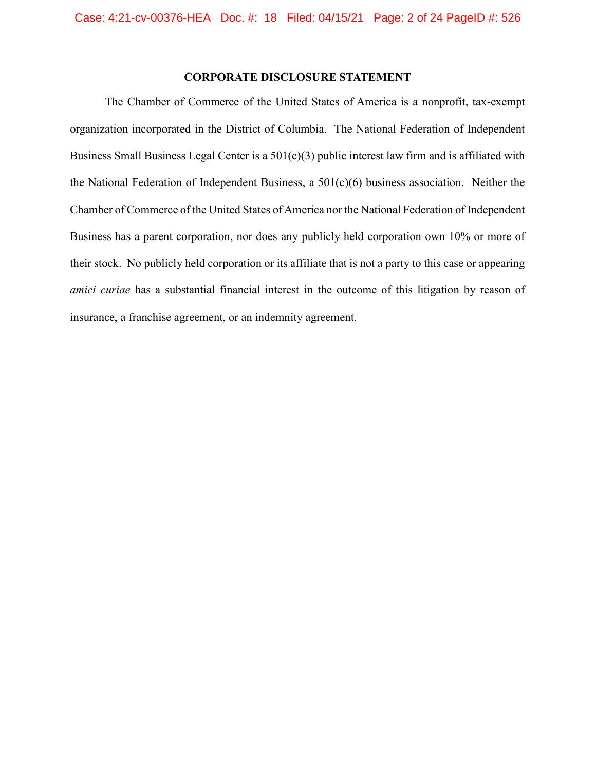## CORPORATE DISCLOSURE STATEMENT

The Chamber of Commerce of the United States of America is a nonprofit, tax-exempt organization incorporated in the District of Columbia. The National Federation of Independent Business Small Business Legal Center is a 501(c)(3) public interest law firm and is affiliated with the National Federation of Independent Business, a 501(c)(6) business association. Neither the Chamber of Commerce of the United States of America nor the National Federation of Independent Business has a parent corporation, nor does any publicly held corporation own 10% or more of their stock. No publicly held corporation or its affiliate that is not a party to this case or appearing *amici curiae* has a substantial financial interest in the outcome of this litigation by reason of insurance, a franchise agreement, or an indemnity agreement.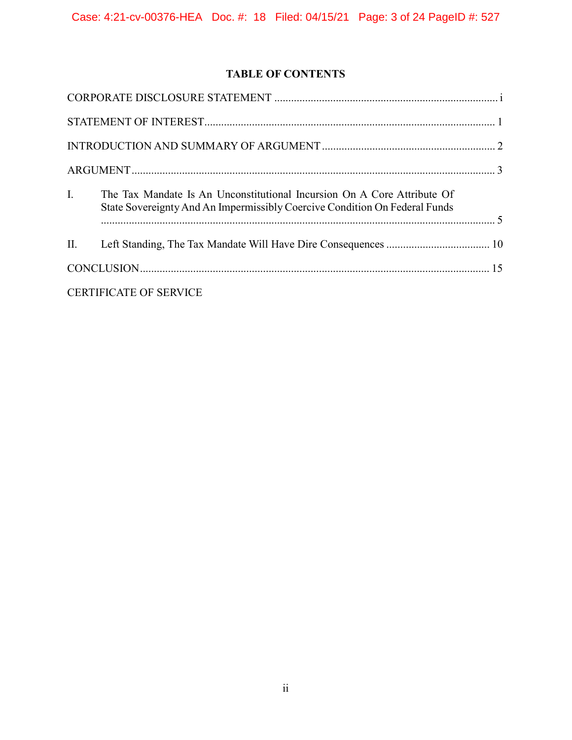## TABLE OF CONTENTS

| | |
|---|---|
| CORPORATE DISCLOSURE STATEMENT | i |
| STATEMENT OF INTEREST | 1 |
| INTRODUCTION AND SUMMARY OF ARGUMENT | 2 |
| ARGUMENT | 3 |
| I. The Tax Mandate Is An Unconstitutional Incursion On A Core Attribute Of State Sovereignty And An Impermissibly Coercive Condition On Federal Funds | 5 |
| II. Left Standing, The Tax Mandate Will Have Dire Consequences | 10 |
| CONCLUSION | 15 |
| CERTIFICATE OF SERVICE | |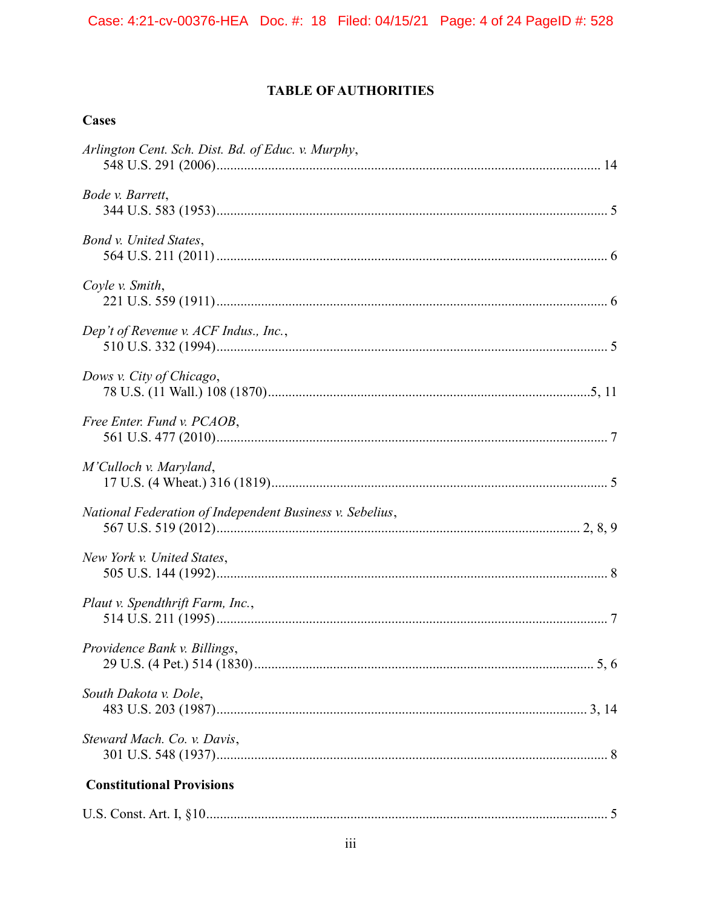# TABLE OF AUTHORITIES

**Cases**

*Arlington Cent. Sch. Dist. Bd. of Educ. v. Murphy*,
548 U.S. 291 (2006)........................................................................................................ 14

*Bode v. Barrett*,
344 U.S. 583 (1953).......................................................................................................... 5

*Bond v. United States*,
564 U.S. 211 (2011) .......................................................................................................... 6

*Coyle v. Smith*,
221 U.S. 559 (1911).......................................................................................................... 6

*Dep't of Revenue v. ACF Indus., Inc.*,
510 U.S. 332 (1994).......................................................................................................... 5

*Dows v. City of Chicago*,
78 U.S. (11 Wall.) 108 (1870)......................................................................................5, 11

*Free Enter. Fund v. PCAOB*,
561 U.S. 477 (2010).......................................................................................................... 7

*M'Culloch v. Maryland*,
17 U.S. (4 Wheat.) 316 (1819)......................................................................................... 5

*National Federation of Independent Business v. Sebelius*,
567 U.S. 519 (2012)................................................................................................. 2, 8, 9

*New York v. United States*,
505 U.S. 144 (1992).......................................................................................................... 8

*Plaut v. Spendthrift Farm, Inc.*,
514 U.S. 211 (1995).......................................................................................................... 7

*Providence Bank v. Billings*,
29 U.S. (4 Pet.) 514 (1830)........................................................................................... 5, 6

*South Dakota v. Dole*,
483 U.S. 203 (1987)................................................................................................... 3, 14

*Steward Mach. Co. v. Davis*,
301 U.S. 548 (1937).......................................................................................................... 8

**Constitutional Provisions**

U.S. Const. Art. I, §10......................................................................................................... 5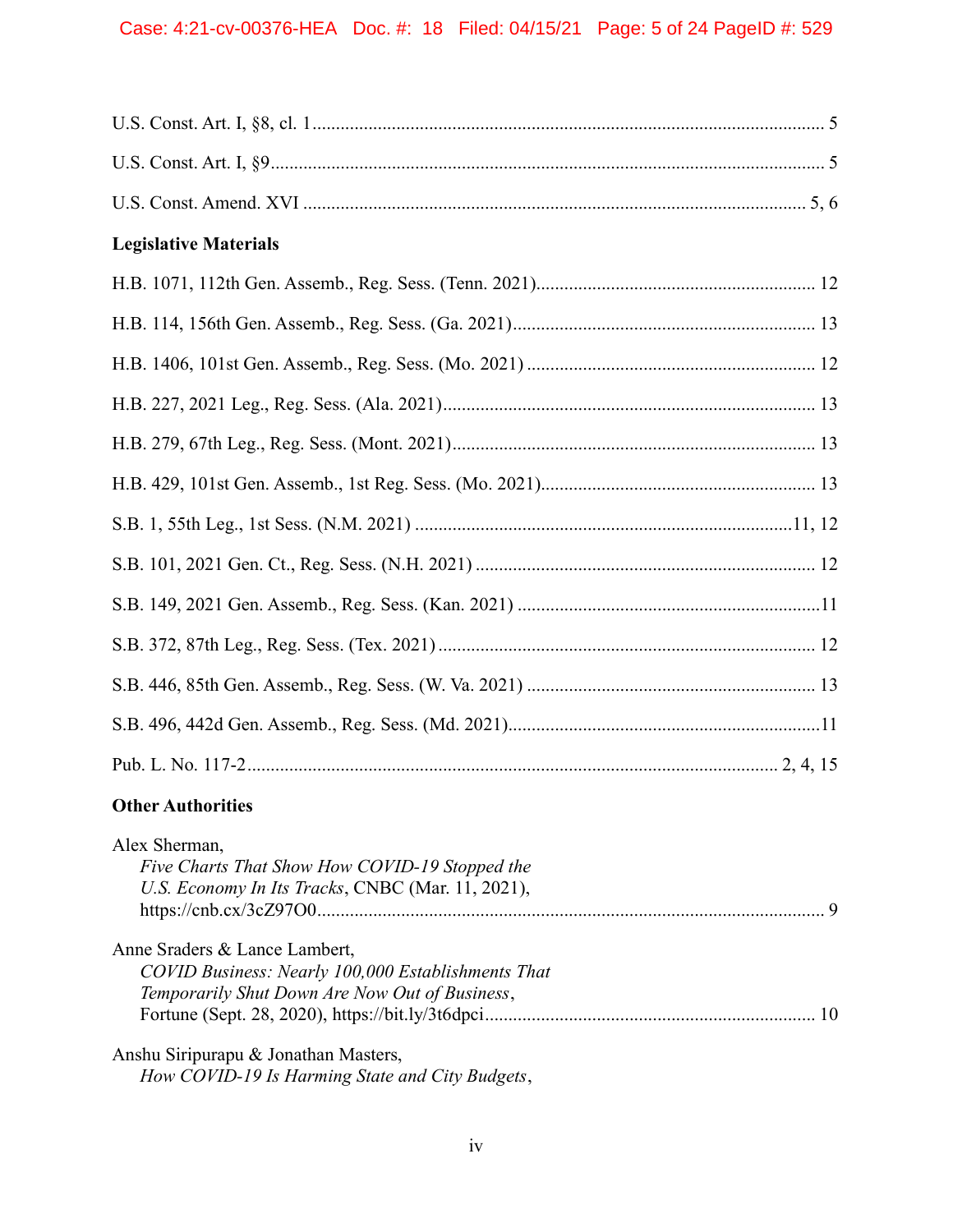U.S. Const. Art. I, §8, cl. 1 .......... 5

U.S. Const. Art. I, §9 .......... 5

U.S. Const. Amend. XVI .......... 5, 6

**Legislative Materials**

H.B. 1071, 112th Gen. Assemb., Reg. Sess. (Tenn. 2021) .......... 12

H.B. 114, 156th Gen. Assemb., Reg. Sess. (Ga. 2021) .......... 13

H.B. 1406, 101st Gen. Assemb., Reg. Sess. (Mo. 2021) .......... 12

H.B. 227, 2021 Leg., Reg. Sess. (Ala. 2021) .......... 13

H.B. 279, 67th Leg., Reg. Sess. (Mont. 2021) .......... 13

H.B. 429, 101st Gen. Assemb., 1st Reg. Sess. (Mo. 2021) .......... 13

S.B. 1, 55th Leg., 1st Sess. (N.M. 2021) .......... 11, 12

S.B. 101, 2021 Gen. Ct., Reg. Sess. (N.H. 2021) .......... 12

S.B. 149, 2021 Gen. Assemb., Reg. Sess. (Kan. 2021) .......... 11

S.B. 372, 87th Leg., Reg. Sess. (Tex. 2021) .......... 12

S.B. 446, 85th Gen. Assemb., Reg. Sess. (W. Va. 2021) .......... 13

S.B. 496, 442d Gen. Assemb., Reg. Sess. (Md. 2021) .......... 11

Pub. L. No. 117-2 .......... 2, 4, 15

**Other Authorities**

Alex Sherman,
*Five Charts That Show How COVID-19 Stopped the U.S. Economy In Its Tracks*, CNBC (Mar. 11, 2021), https://cnb.cx/3cZ97O0 .......... 9

Anne Sraders & Lance Lambert,
*COVID Business: Nearly 100,000 Establishments That Temporarily Shut Down Are Now Out of Business*, Fortune (Sept. 28, 2020), https://bit.ly/3t6dpci .......... 10

Anshu Siripurapu & Jonathan Masters,
*How COVID-19 Is Harming State and City Budgets*,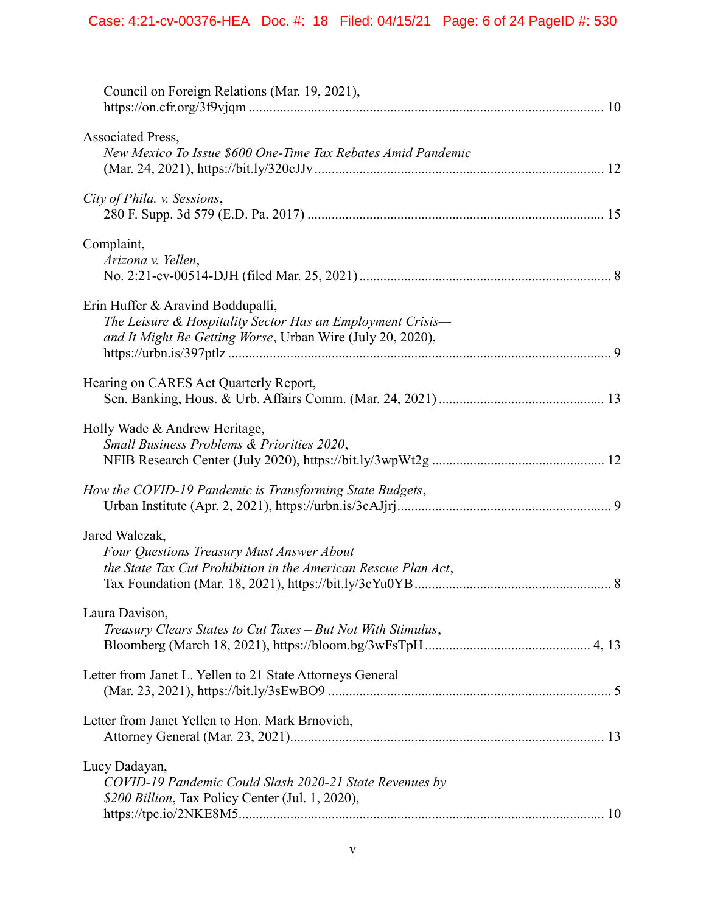Council on Foreign Relations (Mar. 19, 2021), https://on.cfr.org/3f9vjqm ........................................................................................................ 10

Associated Press, *New Mexico To Issue $600 One-Time Tax Rebates Amid Pandemic* (Mar. 24, 2021), https://bit.ly/320cJJv ........................................................................................ 12

*City of Phila. v. Sessions*, 280 F. Supp. 3d 579 (E.D. Pa. 2017) ........................................................................................ 15

Complaint, *Arizona v. Yellen*, No. 2:21-cv-00514-DJH (filed Mar. 25, 2021) ........................................................................................ 8

Erin Huffer & Aravind Boddupalli, *The Leisure & Hospitality Sector Has an Employment Crisis—and It Might Be Getting Worse*, Urban Wire (July 20, 2020), https://urbn.is/397ptlz ........................................................................................ 9

Hearing on CARES Act Quarterly Report, Sen. Banking, Hous. & Urb. Affairs Comm. (Mar. 24, 2021) ........................................................................................ 13

Holly Wade & Andrew Heritage, *Small Business Problems & Priorities 2020*, NFIB Research Center (July 2020), https://bit.ly/3wpWt2g ........................................................................................ 12

*How the COVID-19 Pandemic is Transforming State Budgets*, Urban Institute (Apr. 2, 2021), https://urbn.is/3cAJjrj ........................................................................................ 9

Jared Walczak, *Four Questions Treasury Must Answer About the State Tax Cut Prohibition in the American Rescue Plan Act*, Tax Foundation (Mar. 18, 2021), https://bit.ly/3cYu0YB ........................................................................................ 8

Laura Davison, *Treasury Clears States to Cut Taxes – But Not With Stimulus*, Bloomberg (March 18, 2021), https://bloom.bg/3wFsTpH ........................................................................................ 4, 13

Letter from Janet L. Yellen to 21 State Attorneys General (Mar. 23, 2021), https://bit.ly/3sEwBO9 ........................................................................................ 5

Letter from Janet Yellen to Hon. Mark Brnovich, Attorney General (Mar. 23, 2021) ........................................................................................ 13

Lucy Dadayan, *COVID-19 Pandemic Could Slash 2020-21 State Revenues by $200 Billion*, Tax Policy Center (Jul. 1, 2020), https://tpc.io/2NKE8M5 ........................................................................................ 10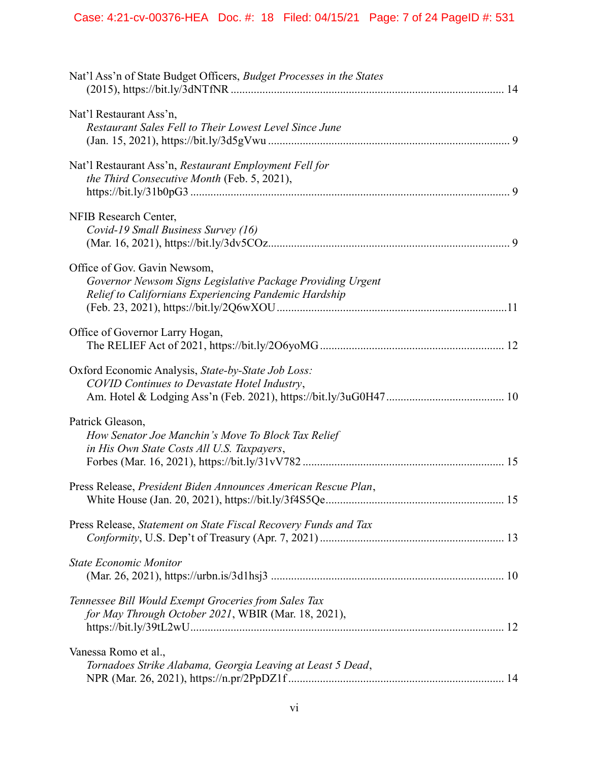Nat'l Ass'n of State Budget Officers, *Budget Processes in the States* (2015), https://bit.ly/3dNTfNR ............................................................................................. 14

Nat'l Restaurant Ass'n, *Restaurant Sales Fell to Their Lowest Level Since June* (Jan. 15, 2021), https://bit.ly/3d5gVwu ................................................................................. 9

Nat'l Restaurant Ass'n, *Restaurant Employment Fell for the Third Consecutive Month* (Feb. 5, 2021), https://bit.ly/31b0pG3 ............................................................................................................ 9

NFIB Research Center, *Covid-19 Small Business Survey (16)* (Mar. 16, 2021), https://bit.ly/3dv5COz.................................................................................. 9

Office of Gov. Gavin Newsom, *Governor Newsom Signs Legislative Package Providing Urgent Relief to Californians Experiencing Pandemic Hardship* (Feb. 23, 2021), https://bit.ly/2Q6wXOU ..............................................................................11

Office of Governor Larry Hogan, The RELIEF Act of 2021, https://bit.ly/2O6yoMG ............................................................... 12

Oxford Economic Analysis, *State-by-State Job Loss: COVID Continues to Devastate Hotel Industry*, Am. Hotel & Lodging Ass'n (Feb. 2021), https://bit.ly/3uG0H47 ........................................ 10

Patrick Gleason, *How Senator Joe Manchin's Move To Block Tax Relief in His Own State Costs All U.S. Taxpayers*, Forbes (Mar. 16, 2021), https://bit.ly/31vV782 .................................................................... 15

Press Release, *President Biden Announces American Rescue Plan*, White House (Jan. 20, 2021), https://bit.ly/3f4S5Qe............................................................. 15

Press Release, *Statement on State Fiscal Recovery Funds and Tax Conformity*, U.S. Dep't of Treasury (Apr. 7, 2021) .............................................................. 13

*State Economic Monitor* (Mar. 26, 2021), https://urbn.is/3d1hsj3 ............................................................................... 10

*Tennessee Bill Would Exempt Groceries from Sales Tax for May Through October 2021*, WBIR (Mar. 18, 2021), https://bit.ly/39tL2wU............................................................................................................ 12

Vanessa Romo et al., *Tornadoes Strike Alabama, Georgia Leaving at Least 5 Dead*, NPR (Mar. 26, 2021), https://n.pr/2PpDZ1f ......................................................................... 14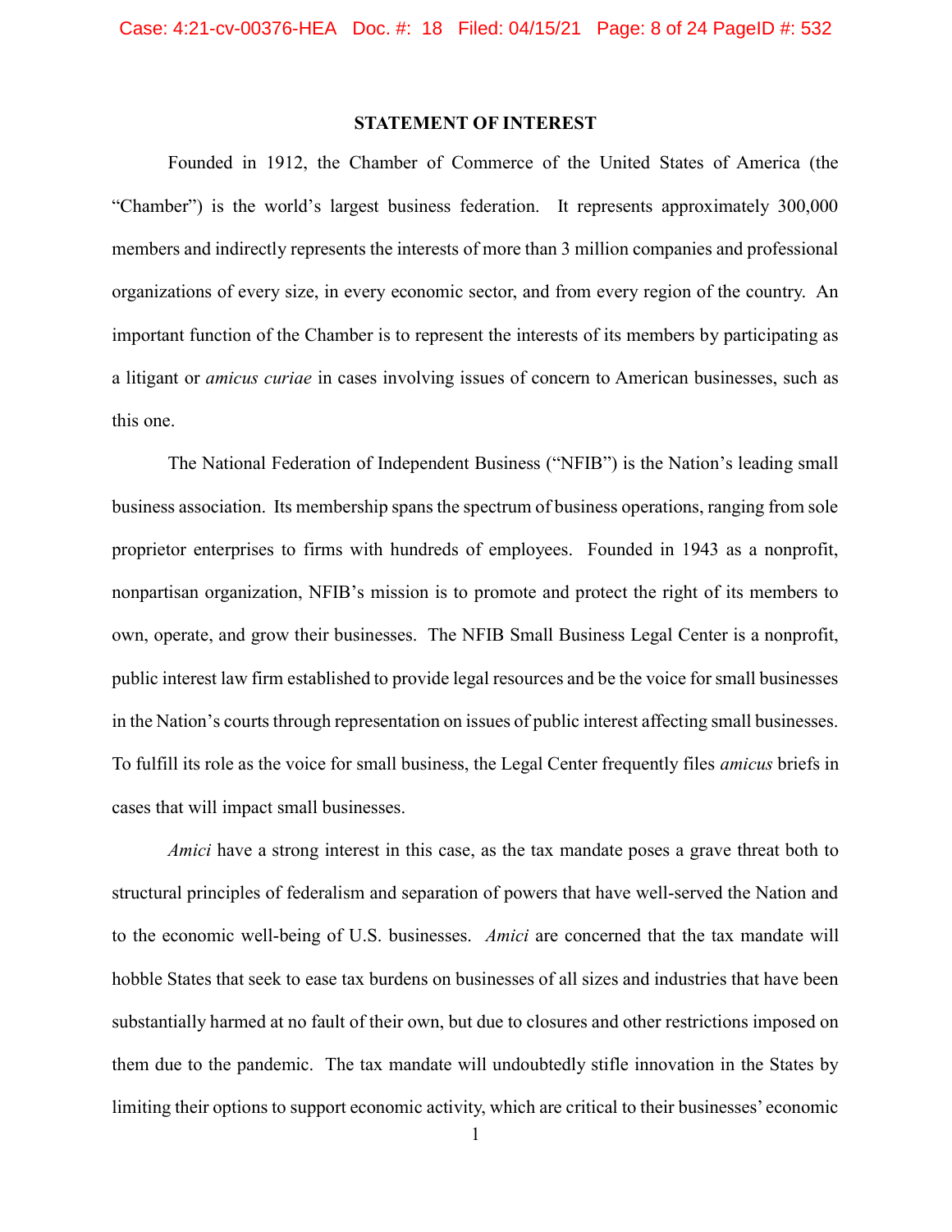## STATEMENT OF INTEREST

Founded in 1912, the Chamber of Commerce of the United States of America (the "Chamber") is the world's largest business federation. It represents approximately 300,000 members and indirectly represents the interests of more than 3 million companies and professional organizations of every size, in every economic sector, and from every region of the country. An important function of the Chamber is to represent the interests of its members by participating as a litigant or *amicus curiae* in cases involving issues of concern to American businesses, such as this one.

The National Federation of Independent Business ("NFIB") is the Nation's leading small business association. Its membership spans the spectrum of business operations, ranging from sole proprietor enterprises to firms with hundreds of employees. Founded in 1943 as a nonprofit, nonpartisan organization, NFIB's mission is to promote and protect the right of its members to own, operate, and grow their businesses. The NFIB Small Business Legal Center is a nonprofit, public interest law firm established to provide legal resources and be the voice for small businesses in the Nation's courts through representation on issues of public interest affecting small businesses. To fulfill its role as the voice for small business, the Legal Center frequently files *amicus* briefs in cases that will impact small businesses.

*Amici* have a strong interest in this case, as the tax mandate poses a grave threat both to structural principles of federalism and separation of powers that have well-served the Nation and to the economic well-being of U.S. businesses. *Amici* are concerned that the tax mandate will hobble States that seek to ease tax burdens on businesses of all sizes and industries that have been substantially harmed at no fault of their own, but due to closures and other restrictions imposed on them due to the pandemic. The tax mandate will undoubtedly stifle innovation in the States by limiting their options to support economic activity, which are critical to their businesses' economic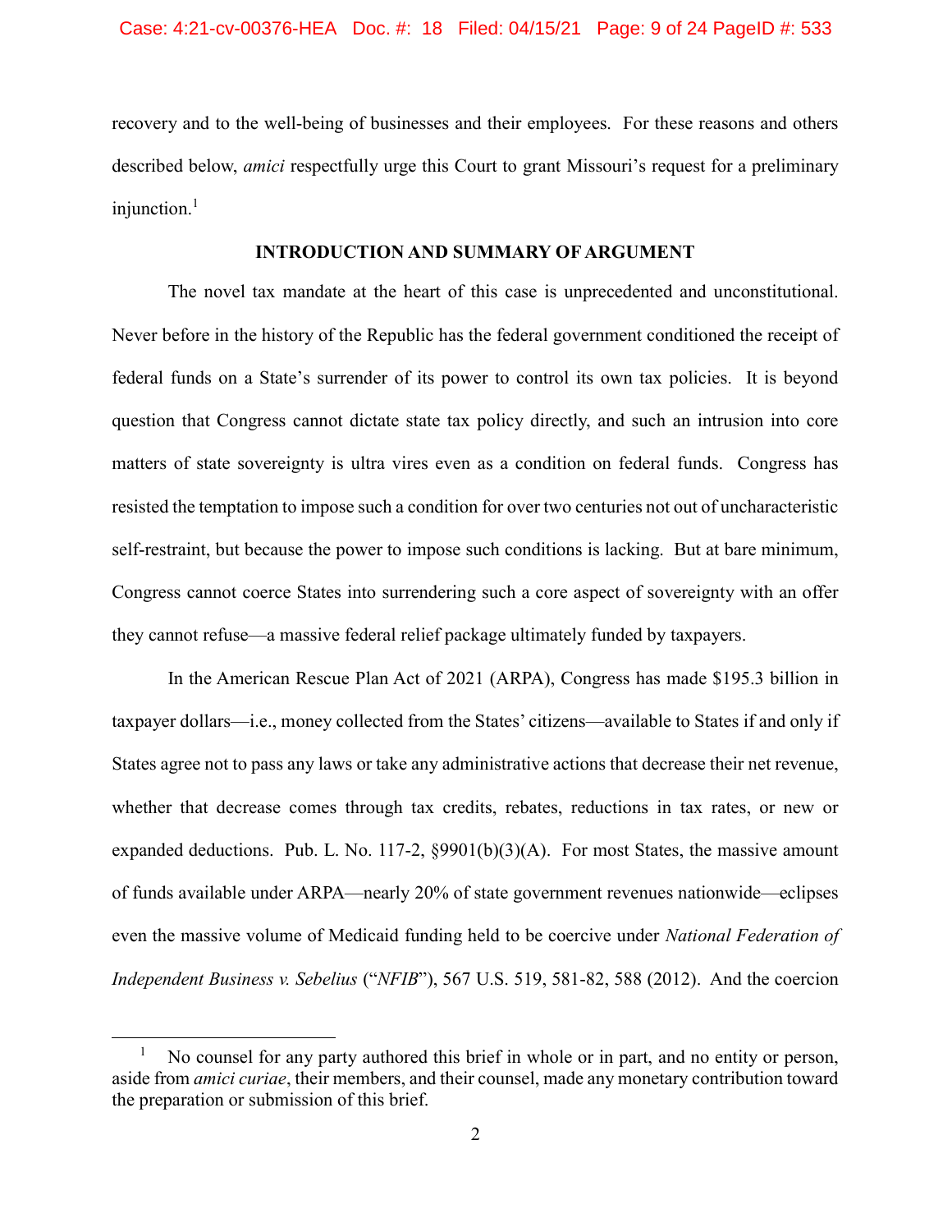recovery and to the well-being of businesses and their employees. For these reasons and others described below, *amici* respectfully urge this Court to grant Missouri's request for a preliminary injunction.[1]

## INTRODUCTION AND SUMMARY OF ARGUMENT

The novel tax mandate at the heart of this case is unprecedented and unconstitutional. Never before in the history of the Republic has the federal government conditioned the receipt of federal funds on a State's surrender of its power to control its own tax policies. It is beyond question that Congress cannot dictate state tax policy directly, and such an intrusion into core matters of state sovereignty is ultra vires even as a condition on federal funds. Congress has resisted the temptation to impose such a condition for over two centuries not out of uncharacteristic self-restraint, but because the power to impose such conditions is lacking. But at bare minimum, Congress cannot coerce States into surrendering such a core aspect of sovereignty with an offer they cannot refuse—a massive federal relief package ultimately funded by taxpayers.

In the American Rescue Plan Act of 2021 (ARPA), Congress has made $195.3 billion in taxpayer dollars—i.e., money collected from the States' citizens—available to States if and only if States agree not to pass any laws or take any administrative actions that decrease their net revenue, whether that decrease comes through tax credits, rebates, reductions in tax rates, or new or expanded deductions. Pub. L. No. 117-2, §9901(b)(3)(A). For most States, the massive amount of funds available under ARPA—nearly 20% of state government revenues nationwide—eclipses even the massive volume of Medicaid funding held to be coercive under *National Federation of Independent Business v. Sebelius* ("*NFIB*"), 567 U.S. 519, 581-82, 588 (2012). And the coercion

[1] No counsel for any party authored this brief in whole or in part, and no entity or person, aside from *amici curiae*, their members, and their counsel, made any monetary contribution toward the preparation or submission of this brief.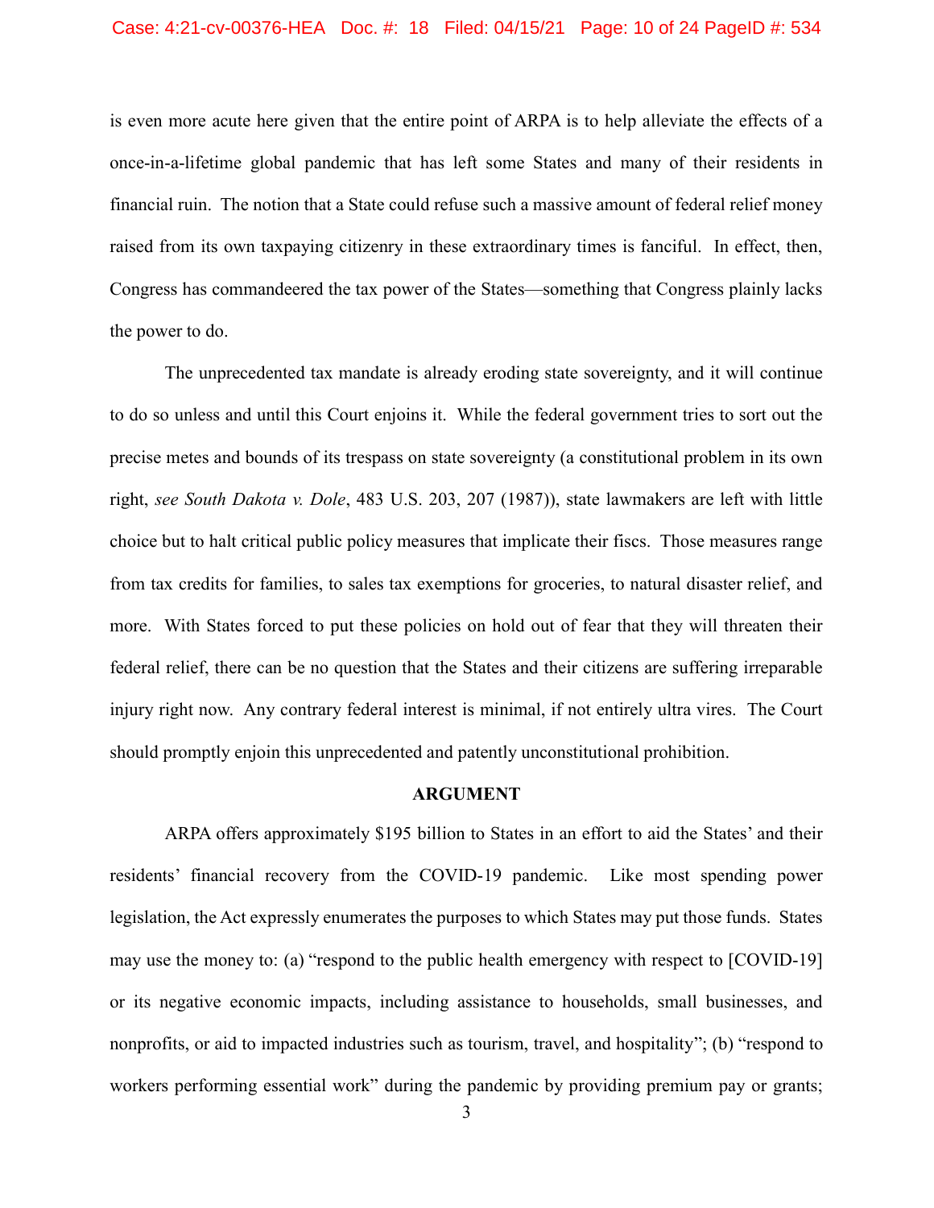is even more acute here given that the entire point of ARPA is to help alleviate the effects of a once-in-a-lifetime global pandemic that has left some States and many of their residents in financial ruin. The notion that a State could refuse such a massive amount of federal relief money raised from its own taxpaying citizenry in these extraordinary times is fanciful. In effect, then, Congress has commandeered the tax power of the States—something that Congress plainly lacks the power to do.

The unprecedented tax mandate is already eroding state sovereignty, and it will continue to do so unless and until this Court enjoins it. While the federal government tries to sort out the precise metes and bounds of its trespass on state sovereignty (a constitutional problem in its own right, *see South Dakota v. Dole*, 483 U.S. 203, 207 (1987)), state lawmakers are left with little choice but to halt critical public policy measures that implicate their fiscs. Those measures range from tax credits for families, to sales tax exemptions for groceries, to natural disaster relief, and more. With States forced to put these policies on hold out of fear that they will threaten their federal relief, there can be no question that the States and their citizens are suffering irreparable injury right now. Any contrary federal interest is minimal, if not entirely ultra vires. The Court should promptly enjoin this unprecedented and patently unconstitutional prohibition.

## ARGUMENT

ARPA offers approximately $195 billion to States in an effort to aid the States' and their residents' financial recovery from the COVID-19 pandemic. Like most spending power legislation, the Act expressly enumerates the purposes to which States may put those funds. States may use the money to: (a) "respond to the public health emergency with respect to [COVID-19] or its negative economic impacts, including assistance to households, small businesses, and nonprofits, or aid to impacted industries such as tourism, travel, and hospitality"; (b) "respond to workers performing essential work" during the pandemic by providing premium pay or grants;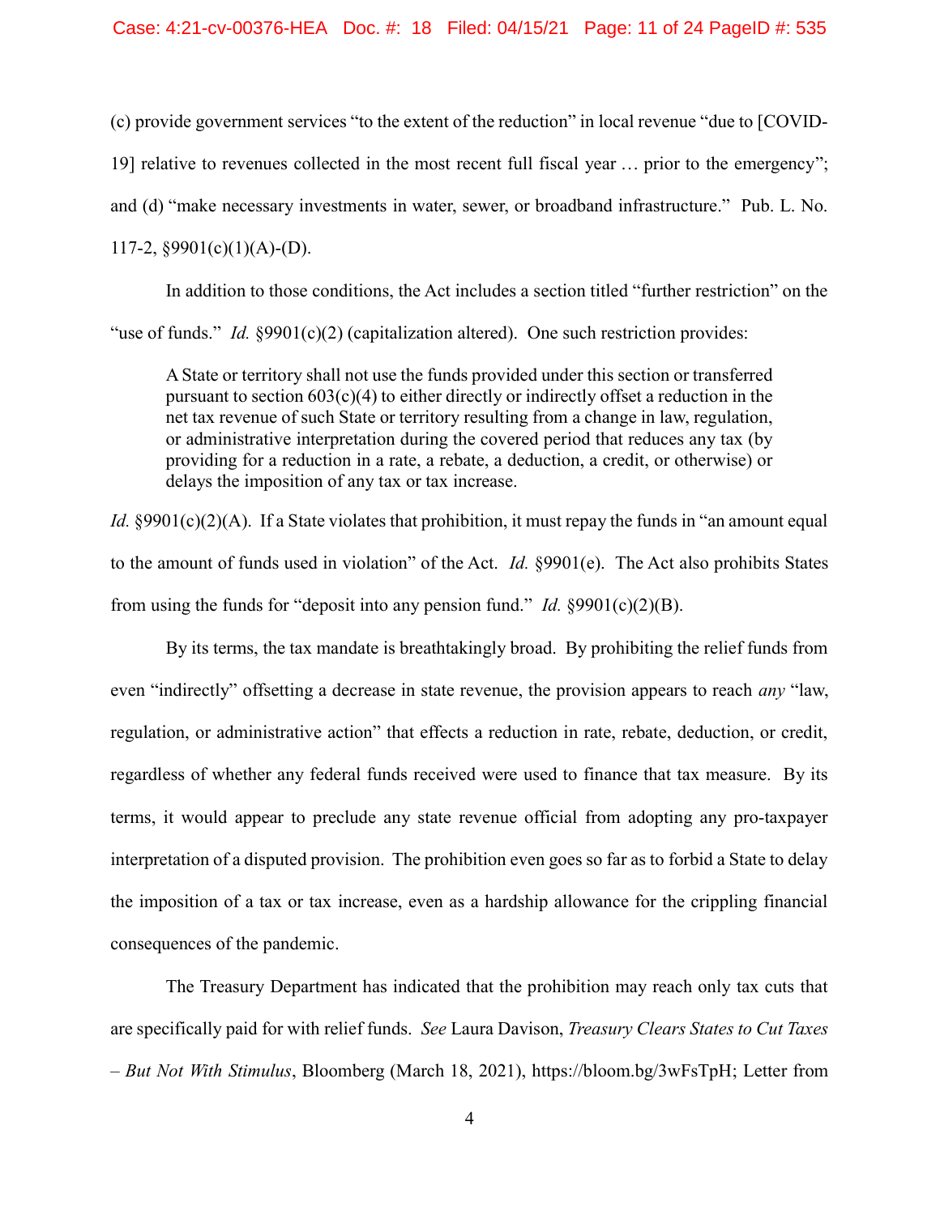(c) provide government services "to the extent of the reduction" in local revenue "due to [COVID-19] relative to revenues collected in the most recent full fiscal year … prior to the emergency"; and (d) "make necessary investments in water, sewer, or broadband infrastructure." Pub. L. No. 117-2, §9901(c)(1)(A)-(D).

In addition to those conditions, the Act includes a section titled "further restriction" on the "use of funds." *Id.* §9901(c)(2) (capitalization altered). One such restriction provides:

> A State or territory shall not use the funds provided under this section or transferred pursuant to section 603(c)(4) to either directly or indirectly offset a reduction in the net tax revenue of such State or territory resulting from a change in law, regulation, or administrative interpretation during the covered period that reduces any tax (by providing for a reduction in a rate, a rebate, a deduction, a credit, or otherwise) or delays the imposition of any tax or tax increase.

*Id.* §9901(c)(2)(A). If a State violates that prohibition, it must repay the funds in "an amount equal to the amount of funds used in violation" of the Act. *Id.* §9901(e). The Act also prohibits States from using the funds for "deposit into any pension fund." *Id.* §9901(c)(2)(B).

By its terms, the tax mandate is breathtakingly broad. By prohibiting the relief funds from even "indirectly" offsetting a decrease in state revenue, the provision appears to reach *any* "law, regulation, or administrative action" that effects a reduction in rate, rebate, deduction, or credit, regardless of whether any federal funds received were used to finance that tax measure. By its terms, it would appear to preclude any state revenue official from adopting any pro-taxpayer interpretation of a disputed provision. The prohibition even goes so far as to forbid a State to delay the imposition of a tax or tax increase, even as a hardship allowance for the crippling financial consequences of the pandemic.

The Treasury Department has indicated that the prohibition may reach only tax cuts that are specifically paid for with relief funds. *See* Laura Davison, *Treasury Clears States to Cut Taxes – But Not With Stimulus*, Bloomberg (March 18, 2021), https://bloom.bg/3wFsTpH; Letter from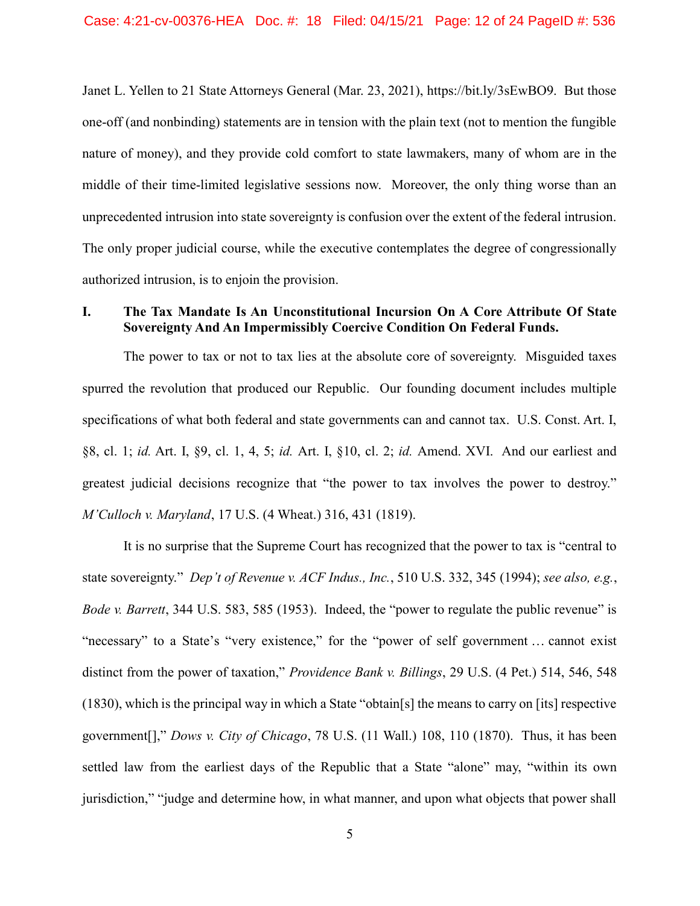Janet L. Yellen to 21 State Attorneys General (Mar. 23, 2021), https://bit.ly/3sEwBO9. But those one-off (and nonbinding) statements are in tension with the plain text (not to mention the fungible nature of money), and they provide cold comfort to state lawmakers, many of whom are in the middle of their time-limited legislative sessions now. Moreover, the only thing worse than an unprecedented intrusion into state sovereignty is confusion over the extent of the federal intrusion. The only proper judicial course, while the executive contemplates the degree of congressionally authorized intrusion, is to enjoin the provision.

## I. The Tax Mandate Is An Unconstitutional Incursion On A Core Attribute Of State Sovereignty And An Impermissibly Coercive Condition On Federal Funds.

The power to tax or not to tax lies at the absolute core of sovereignty. Misguided taxes spurred the revolution that produced our Republic. Our founding document includes multiple specifications of what both federal and state governments can and cannot tax. U.S. Const. Art. I, §8, cl. 1; *id.* Art. I, §9, cl. 1, 4, 5; *id.* Art. I, §10, cl. 2; *id.* Amend. XVI. And our earliest and greatest judicial decisions recognize that "the power to tax involves the power to destroy." *M'Culloch v. Maryland*, 17 U.S. (4 Wheat.) 316, 431 (1819).

It is no surprise that the Supreme Court has recognized that the power to tax is "central to state sovereignty." *Dep't of Revenue v. ACF Indus., Inc.*, 510 U.S. 332, 345 (1994); *see also, e.g.*, *Bode v. Barrett*, 344 U.S. 583, 585 (1953). Indeed, the "power to regulate the public revenue" is "necessary" to a State's "very existence," for the "power of self government … cannot exist distinct from the power of taxation," *Providence Bank v. Billings*, 29 U.S. (4 Pet.) 514, 546, 548 (1830), which is the principal way in which a State "obtain[s] the means to carry on [its] respective government[]," *Dows v. City of Chicago*, 78 U.S. (11 Wall.) 108, 110 (1870). Thus, it has been settled law from the earliest days of the Republic that a State "alone" may, "within its own jurisdiction," "judge and determine how, in what manner, and upon what objects that power shall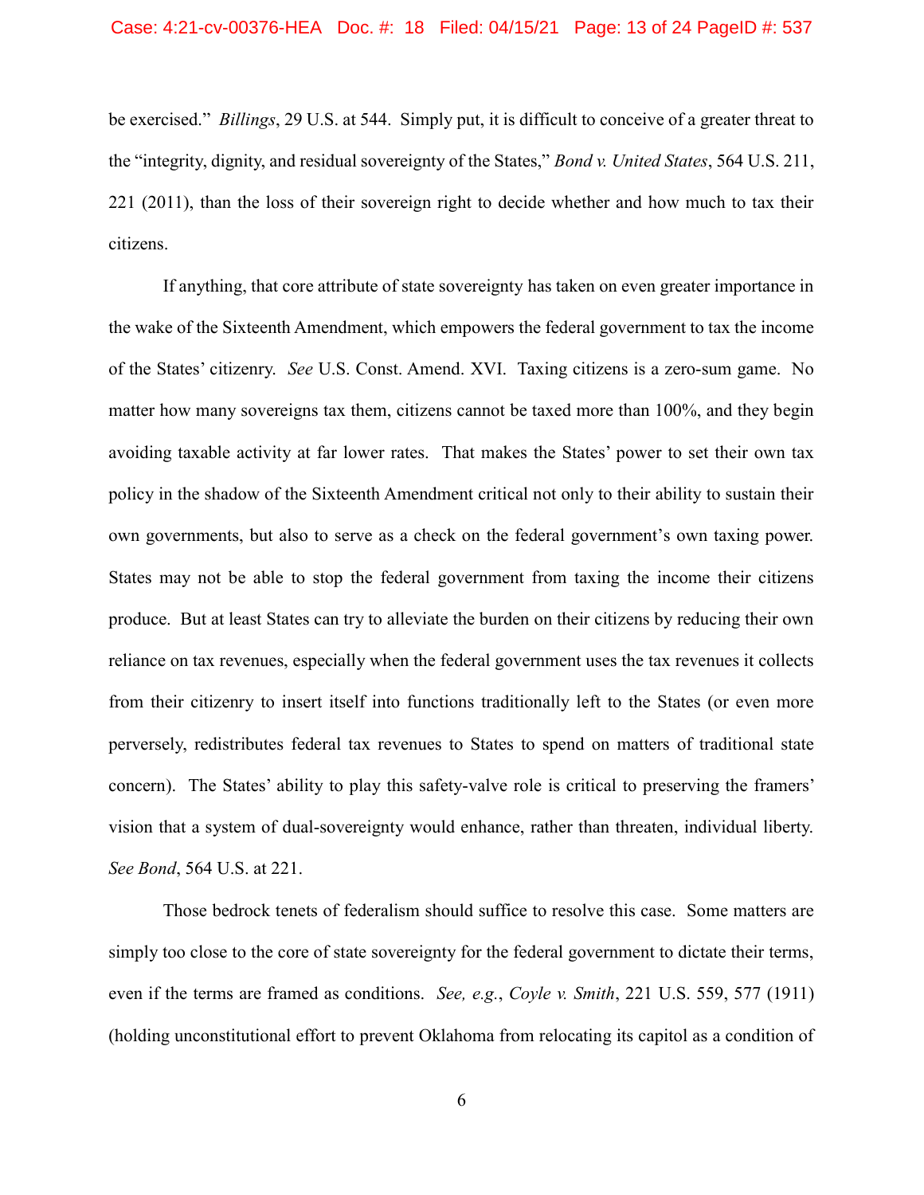be exercised." *Billings*, 29 U.S. at 544. Simply put, it is difficult to conceive of a greater threat to the "integrity, dignity, and residual sovereignty of the States," *Bond v. United States*, 564 U.S. 211, 221 (2011), than the loss of their sovereign right to decide whether and how much to tax their citizens.

If anything, that core attribute of state sovereignty has taken on even greater importance in the wake of the Sixteenth Amendment, which empowers the federal government to tax the income of the States' citizenry. *See* U.S. Const. Amend. XVI. Taxing citizens is a zero-sum game. No matter how many sovereigns tax them, citizens cannot be taxed more than 100%, and they begin avoiding taxable activity at far lower rates. That makes the States' power to set their own tax policy in the shadow of the Sixteenth Amendment critical not only to their ability to sustain their own governments, but also to serve as a check on the federal government's own taxing power. States may not be able to stop the federal government from taxing the income their citizens produce. But at least States can try to alleviate the burden on their citizens by reducing their own reliance on tax revenues, especially when the federal government uses the tax revenues it collects from their citizenry to insert itself into functions traditionally left to the States (or even more perversely, redistributes federal tax revenues to States to spend on matters of traditional state concern). The States' ability to play this safety-valve role is critical to preserving the framers' vision that a system of dual-sovereignty would enhance, rather than threaten, individual liberty. *See Bond*, 564 U.S. at 221.

Those bedrock tenets of federalism should suffice to resolve this case. Some matters are simply too close to the core of state sovereignty for the federal government to dictate their terms, even if the terms are framed as conditions. *See, e.g.*, *Coyle v. Smith*, 221 U.S. 559, 577 (1911) (holding unconstitutional effort to prevent Oklahoma from relocating its capitol as a condition of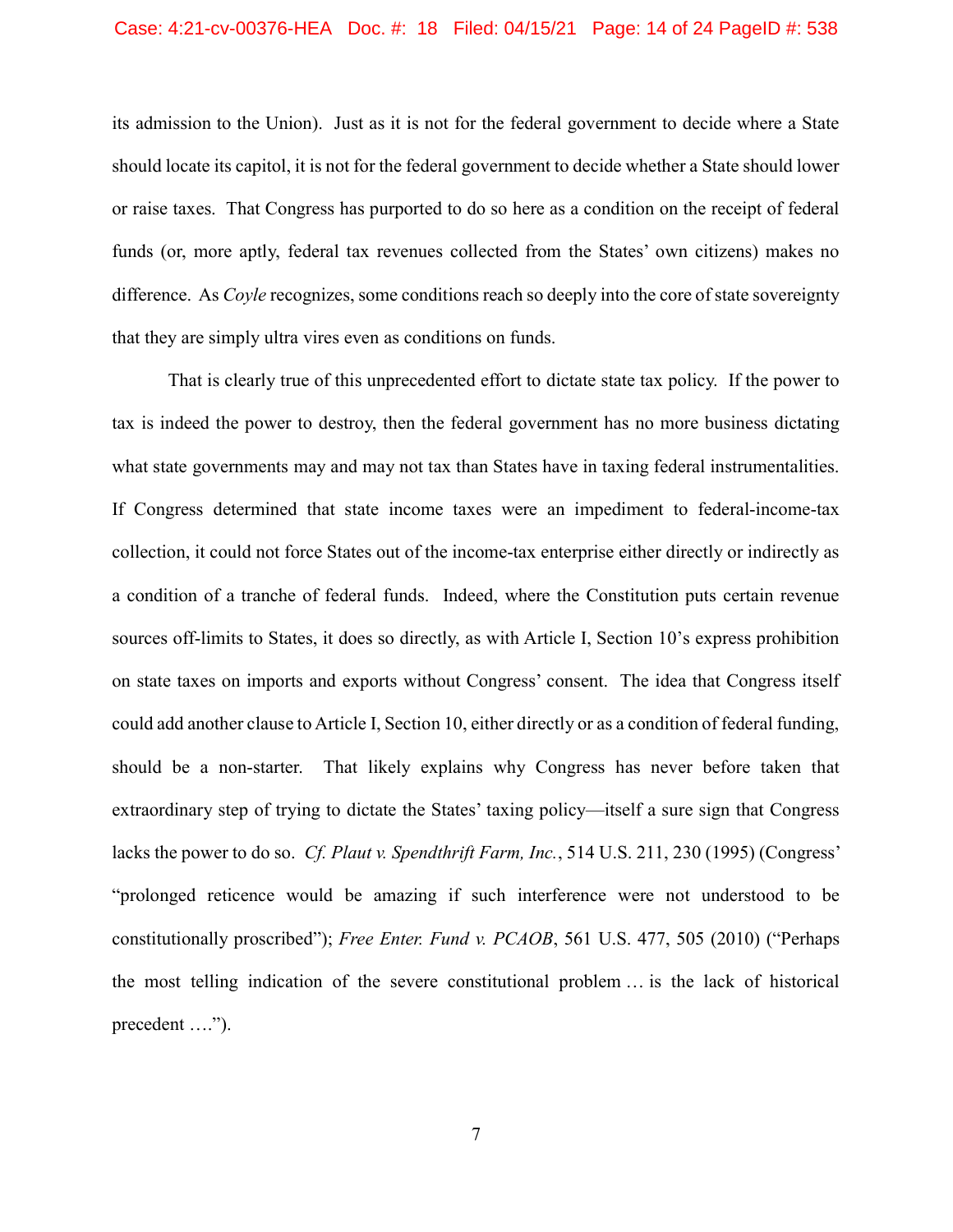its admission to the Union). Just as it is not for the federal government to decide where a State should locate its capitol, it is not for the federal government to decide whether a State should lower or raise taxes. That Congress has purported to do so here as a condition on the receipt of federal funds (or, more aptly, federal tax revenues collected from the States' own citizens) makes no difference. As *Coyle* recognizes, some conditions reach so deeply into the core of state sovereignty that they are simply ultra vires even as conditions on funds.

That is clearly true of this unprecedented effort to dictate state tax policy. If the power to tax is indeed the power to destroy, then the federal government has no more business dictating what state governments may and may not tax than States have in taxing federal instrumentalities. If Congress determined that state income taxes were an impediment to federal-income-tax collection, it could not force States out of the income-tax enterprise either directly or indirectly as a condition of a tranche of federal funds. Indeed, where the Constitution puts certain revenue sources off-limits to States, it does so directly, as with Article I, Section 10's express prohibition on state taxes on imports and exports without Congress' consent. The idea that Congress itself could add another clause to Article I, Section 10, either directly or as a condition of federal funding, should be a non-starter. That likely explains why Congress has never before taken that extraordinary step of trying to dictate the States' taxing policy—itself a sure sign that Congress lacks the power to do so. *Cf. Plaut v. Spendthrift Farm, Inc.*, 514 U.S. 211, 230 (1995) (Congress' "prolonged reticence would be amazing if such interference were not understood to be constitutionally proscribed"); *Free Enter. Fund v. PCAOB*, 561 U.S. 477, 505 (2010) ("Perhaps the most telling indication of the severe constitutional problem … is the lack of historical precedent ….").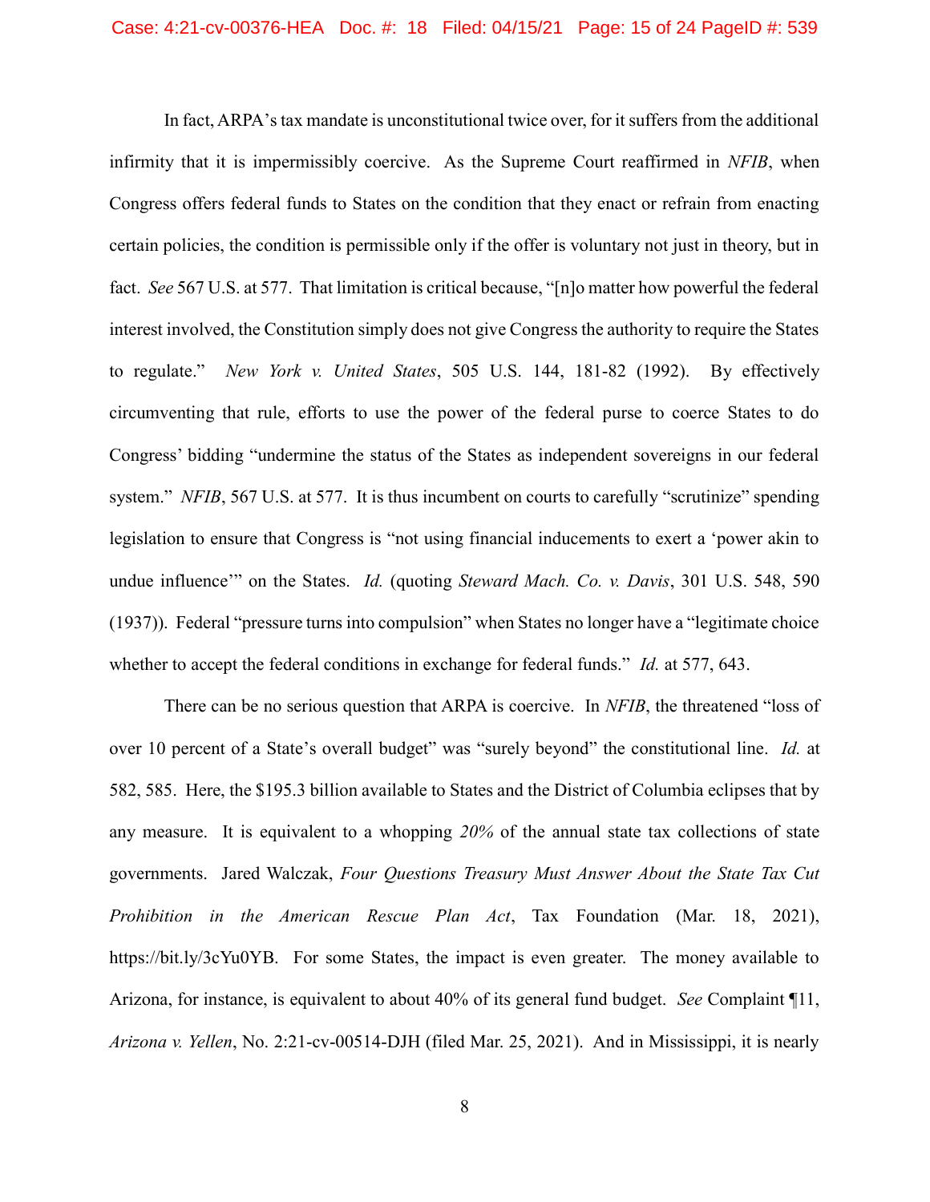In fact, ARPA's tax mandate is unconstitutional twice over, for it suffers from the additional infirmity that it is impermissibly coercive. As the Supreme Court reaffirmed in *NFIB*, when Congress offers federal funds to States on the condition that they enact or refrain from enacting certain policies, the condition is permissible only if the offer is voluntary not just in theory, but in fact. *See* 567 U.S. at 577. That limitation is critical because, "[n]o matter how powerful the federal interest involved, the Constitution simply does not give Congress the authority to require the States to regulate." *New York v. United States*, 505 U.S. 144, 181-82 (1992). By effectively circumventing that rule, efforts to use the power of the federal purse to coerce States to do Congress' bidding "undermine the status of the States as independent sovereigns in our federal system." *NFIB*, 567 U.S. at 577. It is thus incumbent on courts to carefully "scrutinize" spending legislation to ensure that Congress is "not using financial inducements to exert a 'power akin to undue influence'" on the States. *Id.* (quoting *Steward Mach. Co. v. Davis*, 301 U.S. 548, 590 (1937)). Federal "pressure turns into compulsion" when States no longer have a "legitimate choice whether to accept the federal conditions in exchange for federal funds." *Id.* at 577, 643.

There can be no serious question that ARPA is coercive. In *NFIB*, the threatened "loss of over 10 percent of a State's overall budget" was "surely beyond" the constitutional line. *Id.* at 582, 585. Here, the $195.3 billion available to States and the District of Columbia eclipses that by any measure. It is equivalent to a whopping *20%* of the annual state tax collections of state governments. Jared Walczak, *Four Questions Treasury Must Answer About the State Tax Cut Prohibition in the American Rescue Plan Act*, Tax Foundation (Mar. 18, 2021), https://bit.ly/3cYu0YB. For some States, the impact is even greater. The money available to Arizona, for instance, is equivalent to about 40% of its general fund budget. *See* Complaint ¶11, *Arizona v. Yellen*, No. 2:21-cv-00514-DJH (filed Mar. 25, 2021). And in Mississippi, it is nearly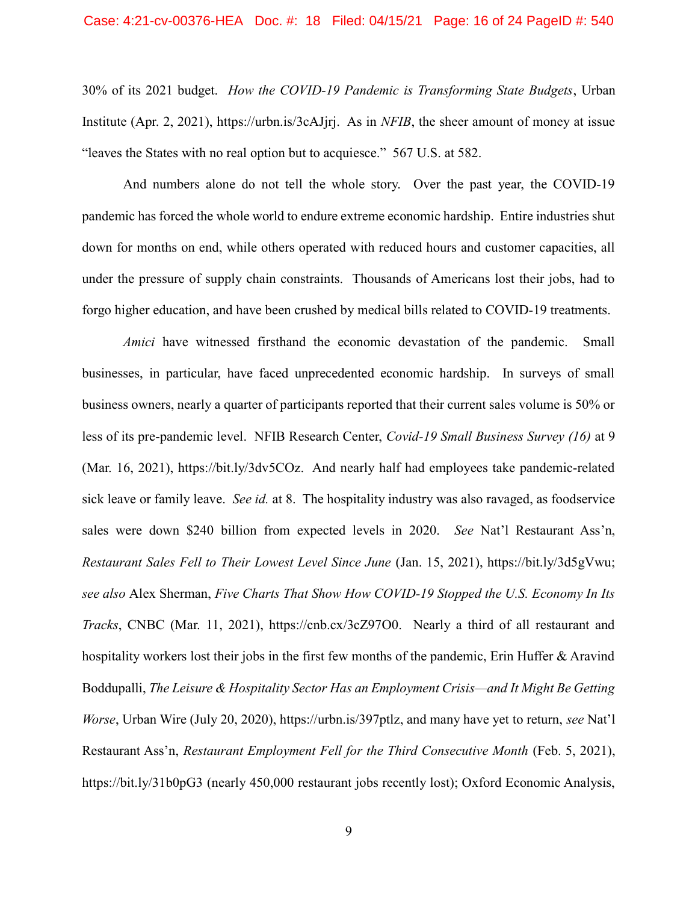30% of its 2021 budget. *How the COVID-19 Pandemic is Transforming State Budgets*, Urban Institute (Apr. 2, 2021), https://urbn.is/3cAJjrj. As in *NFIB*, the sheer amount of money at issue "leaves the States with no real option but to acquiesce." 567 U.S. at 582.

And numbers alone do not tell the whole story. Over the past year, the COVID-19 pandemic has forced the whole world to endure extreme economic hardship. Entire industries shut down for months on end, while others operated with reduced hours and customer capacities, all under the pressure of supply chain constraints. Thousands of Americans lost their jobs, had to forgo higher education, and have been crushed by medical bills related to COVID-19 treatments.

*Amici* have witnessed firsthand the economic devastation of the pandemic. Small businesses, in particular, have faced unprecedented economic hardship. In surveys of small business owners, nearly a quarter of participants reported that their current sales volume is 50% or less of its pre-pandemic level. NFIB Research Center, *Covid-19 Small Business Survey (16)* at 9 (Mar. 16, 2021), https://bit.ly/3dv5COz. And nearly half had employees take pandemic-related sick leave or family leave. *See id.* at 8. The hospitality industry was also ravaged, as foodservice sales were down $240 billion from expected levels in 2020. *See* Nat'l Restaurant Ass'n, *Restaurant Sales Fell to Their Lowest Level Since June* (Jan. 15, 2021), https://bit.ly/3d5gVwu; *see also* Alex Sherman, *Five Charts That Show How COVID-19 Stopped the U.S. Economy In Its Tracks*, CNBC (Mar. 11, 2021), https://cnb.cx/3cZ97O0. Nearly a third of all restaurant and hospitality workers lost their jobs in the first few months of the pandemic, Erin Huffer & Aravind Boddupalli, *The Leisure & Hospitality Sector Has an Employment Crisis—and It Might Be Getting Worse*, Urban Wire (July 20, 2020), https://urbn.is/397ptlz, and many have yet to return, *see* Nat'l Restaurant Ass'n, *Restaurant Employment Fell for the Third Consecutive Month* (Feb. 5, 2021), https://bit.ly/31b0pG3 (nearly 450,000 restaurant jobs recently lost); Oxford Economic Analysis,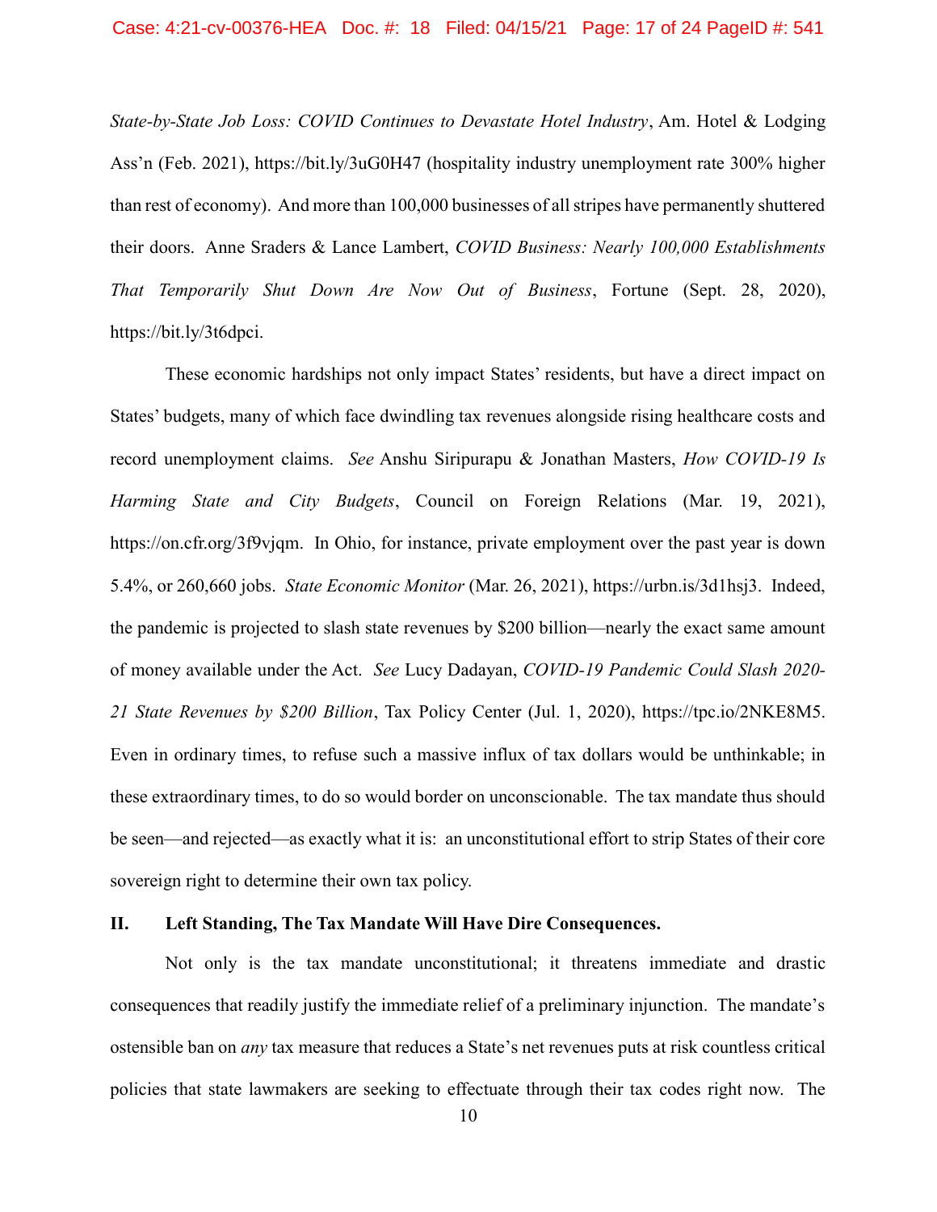*State-by-State Job Loss: COVID Continues to Devastate Hotel Industry*, Am. Hotel & Lodging Ass'n (Feb. 2021), https://bit.ly/3uG0H47 (hospitality industry unemployment rate 300% higher than rest of economy). And more than 100,000 businesses of all stripes have permanently shuttered their doors. Anne Sraders & Lance Lambert, *COVID Business: Nearly 100,000 Establishments That Temporarily Shut Down Are Now Out of Business*, Fortune (Sept. 28, 2020), https://bit.ly/3t6dpci.

These economic hardships not only impact States' residents, but have a direct impact on States' budgets, many of which face dwindling tax revenues alongside rising healthcare costs and record unemployment claims. *See* Anshu Siripurapu & Jonathan Masters, *How COVID-19 Is Harming State and City Budgets*, Council on Foreign Relations (Mar. 19, 2021), https://on.cfr.org/3f9vjqm. In Ohio, for instance, private employment over the past year is down 5.4%, or 260,660 jobs. *State Economic Monitor* (Mar. 26, 2021), https://urbn.is/3d1hsj3. Indeed, the pandemic is projected to slash state revenues by $200 billion—nearly the exact same amount of money available under the Act. *See* Lucy Dadayan, *COVID-19 Pandemic Could Slash 2020-21 State Revenues by $200 Billion*, Tax Policy Center (Jul. 1, 2020), https://tpc.io/2NKE8M5. Even in ordinary times, to refuse such a massive influx of tax dollars would be unthinkable; in these extraordinary times, to do so would border on unconscionable. The tax mandate thus should be seen—and rejected—as exactly what it is: an unconstitutional effort to strip States of their core sovereign right to determine their own tax policy.

## II. Left Standing, The Tax Mandate Will Have Dire Consequences.

Not only is the tax mandate unconstitutional; it threatens immediate and drastic consequences that readily justify the immediate relief of a preliminary injunction. The mandate's ostensible ban on *any* tax measure that reduces a State's net revenues puts at risk countless critical policies that state lawmakers are seeking to effectuate through their tax codes right now. The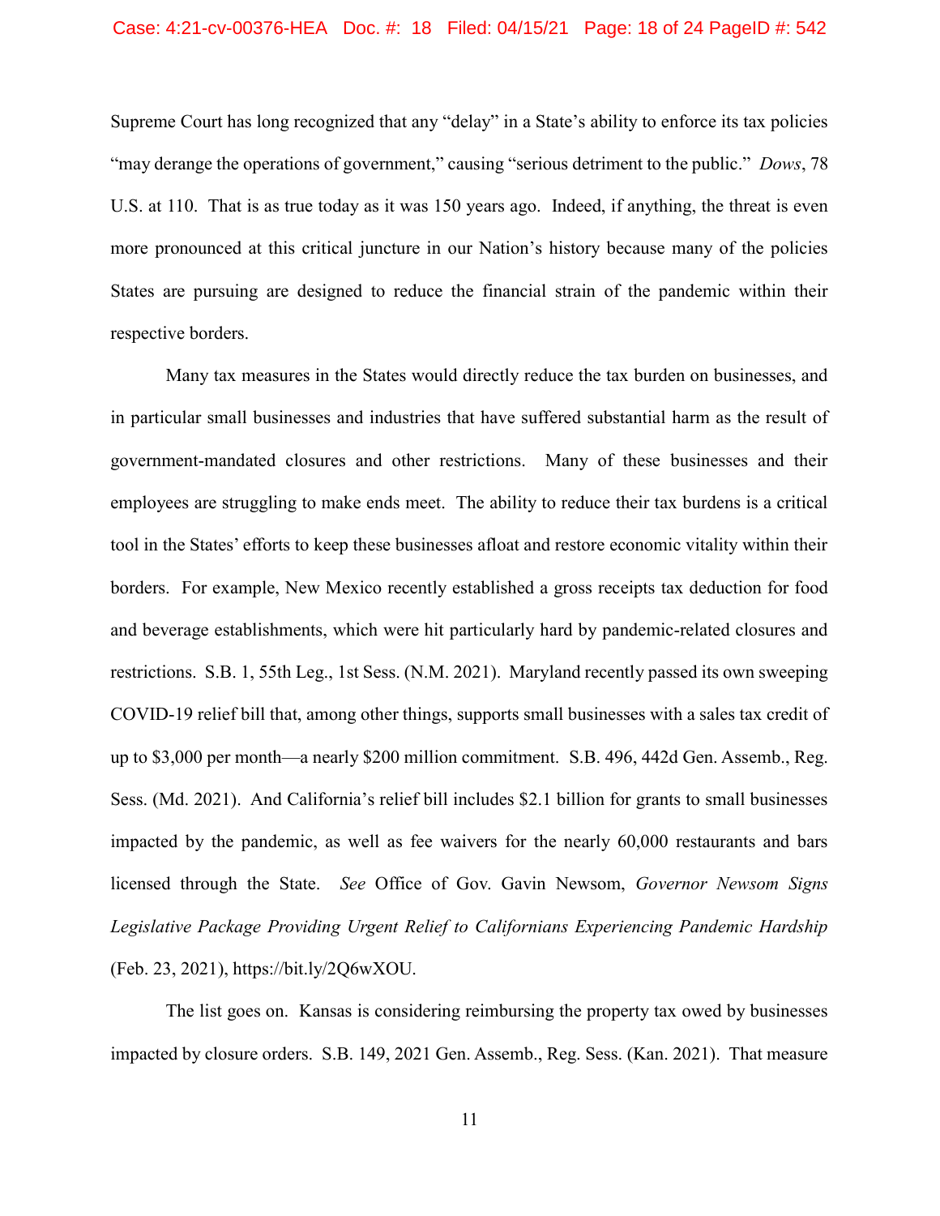Supreme Court has long recognized that any "delay" in a State's ability to enforce its tax policies "may derange the operations of government," causing "serious detriment to the public." *Dows*, 78 U.S. at 110. That is as true today as it was 150 years ago. Indeed, if anything, the threat is even more pronounced at this critical juncture in our Nation's history because many of the policies States are pursuing are designed to reduce the financial strain of the pandemic within their respective borders.

Many tax measures in the States would directly reduce the tax burden on businesses, and in particular small businesses and industries that have suffered substantial harm as the result of government-mandated closures and other restrictions. Many of these businesses and their employees are struggling to make ends meet. The ability to reduce their tax burdens is a critical tool in the States' efforts to keep these businesses afloat and restore economic vitality within their borders. For example, New Mexico recently established a gross receipts tax deduction for food and beverage establishments, which were hit particularly hard by pandemic-related closures and restrictions. S.B. 1, 55th Leg., 1st Sess. (N.M. 2021). Maryland recently passed its own sweeping COVID-19 relief bill that, among other things, supports small businesses with a sales tax credit of up to $3,000 per month—a nearly $200 million commitment. S.B. 496, 442d Gen. Assemb., Reg. Sess. (Md. 2021). And California's relief bill includes $2.1 billion for grants to small businesses impacted by the pandemic, as well as fee waivers for the nearly 60,000 restaurants and bars licensed through the State. *See* Office of Gov. Gavin Newsom, *Governor Newsom Signs Legislative Package Providing Urgent Relief to Californians Experiencing Pandemic Hardship* (Feb. 23, 2021), https://bit.ly/2Q6wXOU.

The list goes on. Kansas is considering reimbursing the property tax owed by businesses impacted by closure orders. S.B. 149, 2021 Gen. Assemb., Reg. Sess. (Kan. 2021). That measure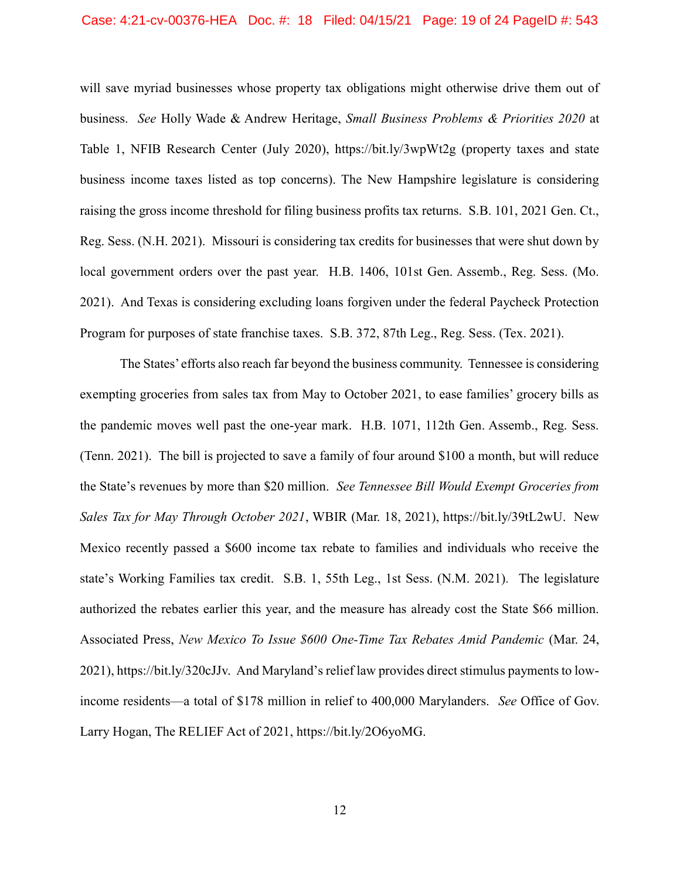will save myriad businesses whose property tax obligations might otherwise drive them out of business. *See* Holly Wade & Andrew Heritage, *Small Business Problems & Priorities 2020* at Table 1, NFIB Research Center (July 2020), https://bit.ly/3wpWt2g (property taxes and state business income taxes listed as top concerns). The New Hampshire legislature is considering raising the gross income threshold for filing business profits tax returns. S.B. 101, 2021 Gen. Ct., Reg. Sess. (N.H. 2021). Missouri is considering tax credits for businesses that were shut down by local government orders over the past year. H.B. 1406, 101st Gen. Assemb., Reg. Sess. (Mo. 2021). And Texas is considering excluding loans forgiven under the federal Paycheck Protection Program for purposes of state franchise taxes. S.B. 372, 87th Leg., Reg. Sess. (Tex. 2021).

The States' efforts also reach far beyond the business community. Tennessee is considering exempting groceries from sales tax from May to October 2021, to ease families' grocery bills as the pandemic moves well past the one-year mark. H.B. 1071, 112th Gen. Assemb., Reg. Sess. (Tenn. 2021). The bill is projected to save a family of four around $100 a month, but will reduce the State's revenues by more than $20 million. *See Tennessee Bill Would Exempt Groceries from Sales Tax for May Through October 2021*, WBIR (Mar. 18, 2021), https://bit.ly/39tL2wU. New Mexico recently passed a $600 income tax rebate to families and individuals who receive the state's Working Families tax credit. S.B. 1, 55th Leg., 1st Sess. (N.M. 2021). The legislature authorized the rebates earlier this year, and the measure has already cost the State $66 million. Associated Press, *New Mexico To Issue $600 One-Time Tax Rebates Amid Pandemic* (Mar. 24, 2021), https://bit.ly/320cJJv. And Maryland's relief law provides direct stimulus payments to low-income residents—a total of $178 million in relief to 400,000 Marylanders. *See* Office of Gov. Larry Hogan, The RELIEF Act of 2021, https://bit.ly/2O6yoMG.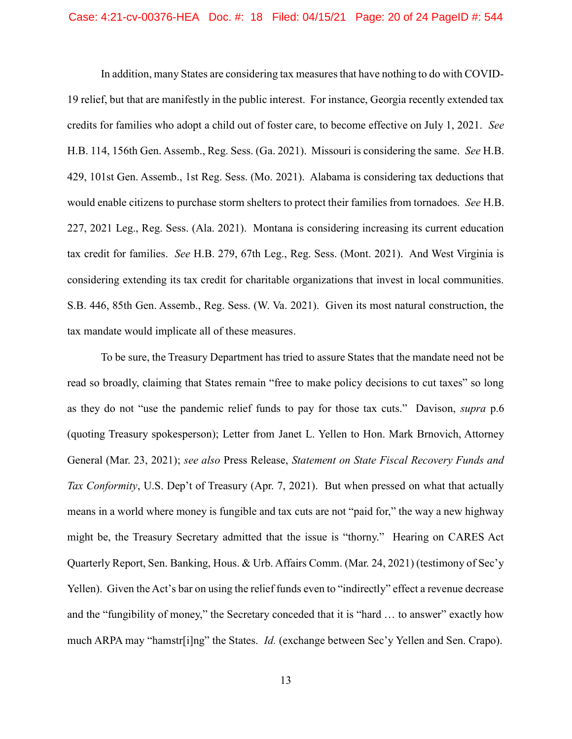In addition, many States are considering tax measures that have nothing to do with COVID-19 relief, but that are manifestly in the public interest. For instance, Georgia recently extended tax credits for families who adopt a child out of foster care, to become effective on July 1, 2021. *See* H.B. 114, 156th Gen. Assemb., Reg. Sess. (Ga. 2021). Missouri is considering the same. *See* H.B. 429, 101st Gen. Assemb., 1st Reg. Sess. (Mo. 2021). Alabama is considering tax deductions that would enable citizens to purchase storm shelters to protect their families from tornadoes. *See* H.B. 227, 2021 Leg., Reg. Sess. (Ala. 2021). Montana is considering increasing its current education tax credit for families. *See* H.B. 279, 67th Leg., Reg. Sess. (Mont. 2021). And West Virginia is considering extending its tax credit for charitable organizations that invest in local communities. S.B. 446, 85th Gen. Assemb., Reg. Sess. (W. Va. 2021). Given its most natural construction, the tax mandate would implicate all of these measures.

To be sure, the Treasury Department has tried to assure States that the mandate need not be read so broadly, claiming that States remain "free to make policy decisions to cut taxes" so long as they do not "use the pandemic relief funds to pay for those tax cuts." Davison, *supra* p.6 (quoting Treasury spokesperson); Letter from Janet L. Yellen to Hon. Mark Brnovich, Attorney General (Mar. 23, 2021); *see also* Press Release, *Statement on State Fiscal Recovery Funds and Tax Conformity*, U.S. Dep't of Treasury (Apr. 7, 2021). But when pressed on what that actually means in a world where money is fungible and tax cuts are not "paid for," the way a new highway might be, the Treasury Secretary admitted that the issue is "thorny." Hearing on CARES Act Quarterly Report, Sen. Banking, Hous. & Urb. Affairs Comm. (Mar. 24, 2021) (testimony of Sec'y Yellen). Given the Act's bar on using the relief funds even to "indirectly" effect a revenue decrease and the "fungibility of money," the Secretary conceded that it is "hard … to answer" exactly how much ARPA may "hamstr[i]ng" the States. *Id.* (exchange between Sec'y Yellen and Sen. Crapo).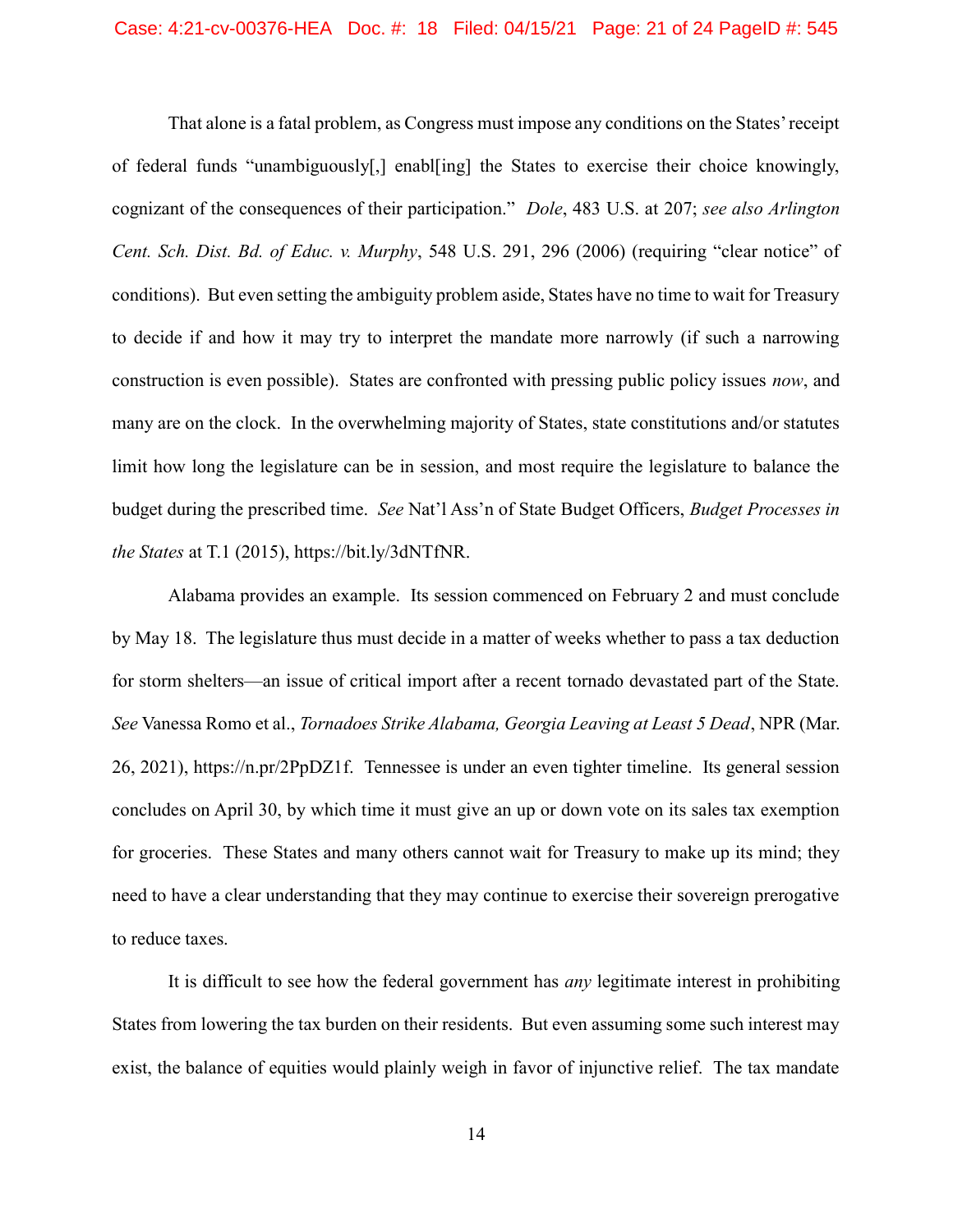That alone is a fatal problem, as Congress must impose any conditions on the States' receipt of federal funds "unambiguously[,] enabl[ing] the States to exercise their choice knowingly, cognizant of the consequences of their participation." *Dole*, 483 U.S. at 207; *see also Arlington Cent. Sch. Dist. Bd. of Educ. v. Murphy*, 548 U.S. 291, 296 (2006) (requiring "clear notice" of conditions). But even setting the ambiguity problem aside, States have no time to wait for Treasury to decide if and how it may try to interpret the mandate more narrowly (if such a narrowing construction is even possible). States are confronted with pressing public policy issues *now*, and many are on the clock. In the overwhelming majority of States, state constitutions and/or statutes limit how long the legislature can be in session, and most require the legislature to balance the budget during the prescribed time. *See* Nat'l Ass'n of State Budget Officers, *Budget Processes in the States* at T.1 (2015), https://bit.ly/3dNTfNR.

Alabama provides an example. Its session commenced on February 2 and must conclude by May 18. The legislature thus must decide in a matter of weeks whether to pass a tax deduction for storm shelters—an issue of critical import after a recent tornado devastated part of the State. *See* Vanessa Romo et al., *Tornadoes Strike Alabama, Georgia Leaving at Least 5 Dead*, NPR (Mar. 26, 2021), https://n.pr/2PpDZ1f. Tennessee is under an even tighter timeline. Its general session concludes on April 30, by which time it must give an up or down vote on its sales tax exemption for groceries. These States and many others cannot wait for Treasury to make up its mind; they need to have a clear understanding that they may continue to exercise their sovereign prerogative to reduce taxes.

It is difficult to see how the federal government has *any* legitimate interest in prohibiting States from lowering the tax burden on their residents. But even assuming some such interest may exist, the balance of equities would plainly weigh in favor of injunctive relief. The tax mandate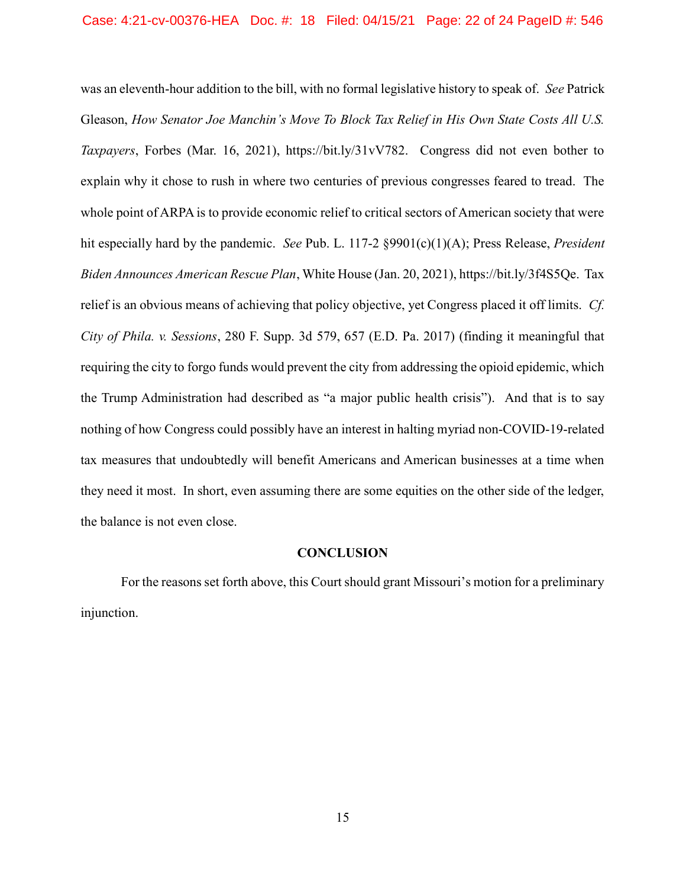was an eleventh-hour addition to the bill, with no formal legislative history to speak of. *See* Patrick Gleason, *How Senator Joe Manchin's Move To Block Tax Relief in His Own State Costs All U.S. Taxpayers*, Forbes (Mar. 16, 2021), https://bit.ly/31vV782. Congress did not even bother to explain why it chose to rush in where two centuries of previous congresses feared to tread. The whole point of ARPA is to provide economic relief to critical sectors of American society that were hit especially hard by the pandemic. *See* Pub. L. 117-2 §9901(c)(1)(A); Press Release, *President Biden Announces American Rescue Plan*, White House (Jan. 20, 2021), https://bit.ly/3f4S5Qe. Tax relief is an obvious means of achieving that policy objective, yet Congress placed it off limits. *Cf. City of Phila. v. Sessions*, 280 F. Supp. 3d 579, 657 (E.D. Pa. 2017) (finding it meaningful that requiring the city to forgo funds would prevent the city from addressing the opioid epidemic, which the Trump Administration had described as "a major public health crisis"). And that is to say nothing of how Congress could possibly have an interest in halting myriad non-COVID-19-related tax measures that undoubtedly will benefit Americans and American businesses at a time when they need it most. In short, even assuming there are some equities on the other side of the ledger, the balance is not even close.

## CONCLUSION

For the reasons set forth above, this Court should grant Missouri's motion for a preliminary injunction.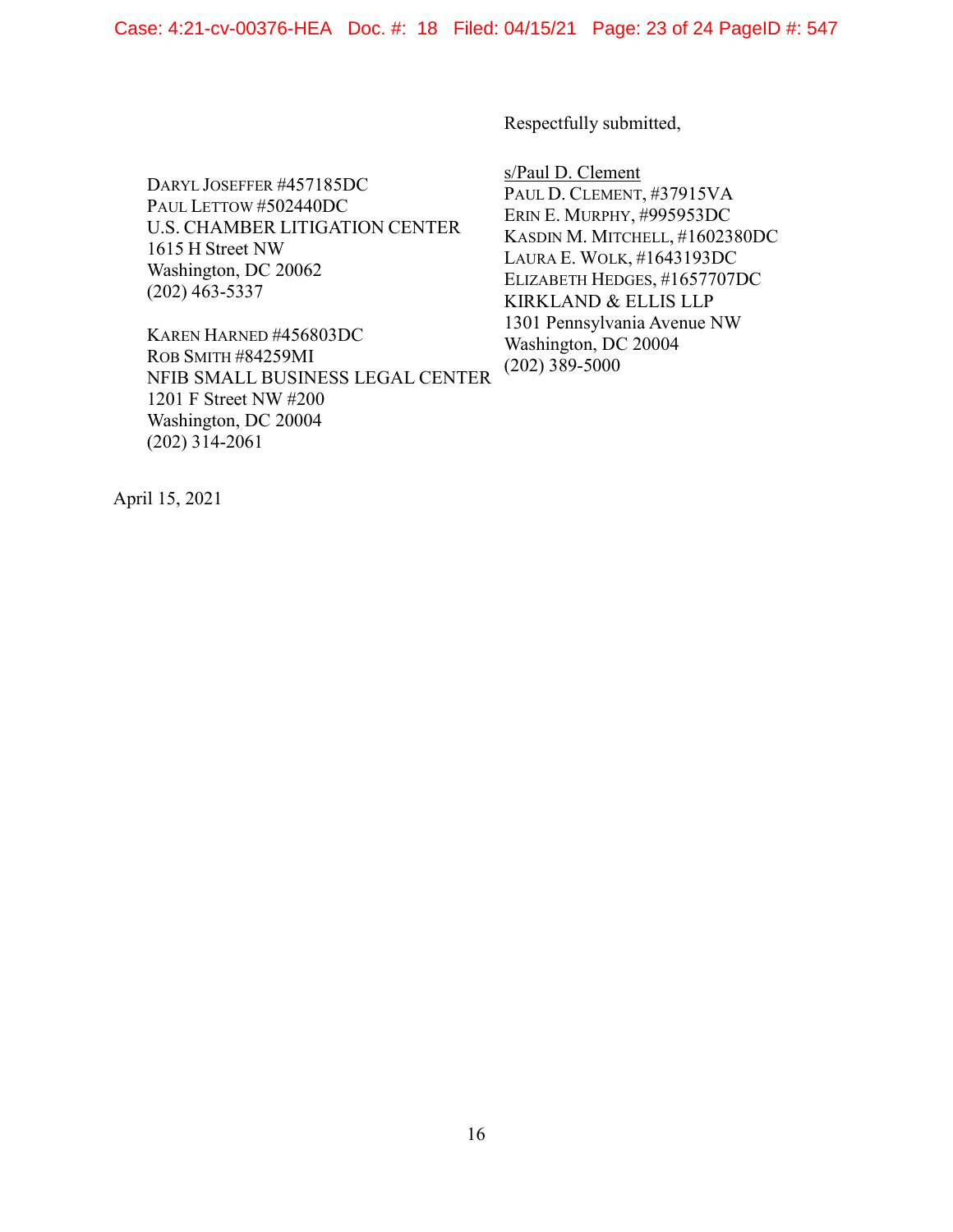Respectfully submitted,

s/Paul D. Clement
PAUL D. CLEMENT, #37915VA
ERIN E. MURPHY, #995953DC
KASDIN M. MITCHELL, #1602380DC
LAURA E. WOLK, #1643193DC
ELIZABETH HEDGES, #1657707DC
KIRKLAND & ELLIS LLP
1301 Pennsylvania Avenue NW
Washington, DC 20004
(202) 389-5000

DARYL JOSEFFER #457185DC
PAUL LETTOW #502440DC
U.S. CHAMBER LITIGATION CENTER
1615 H Street NW
Washington, DC 20062
(202) 463-5337

KAREN HARNED #456803DC
ROB SMITH #84259MI
NFIB SMALL BUSINESS LEGAL CENTER
1201 F Street NW #200
Washington, DC 20004
(202) 314-2061

April 15, 2021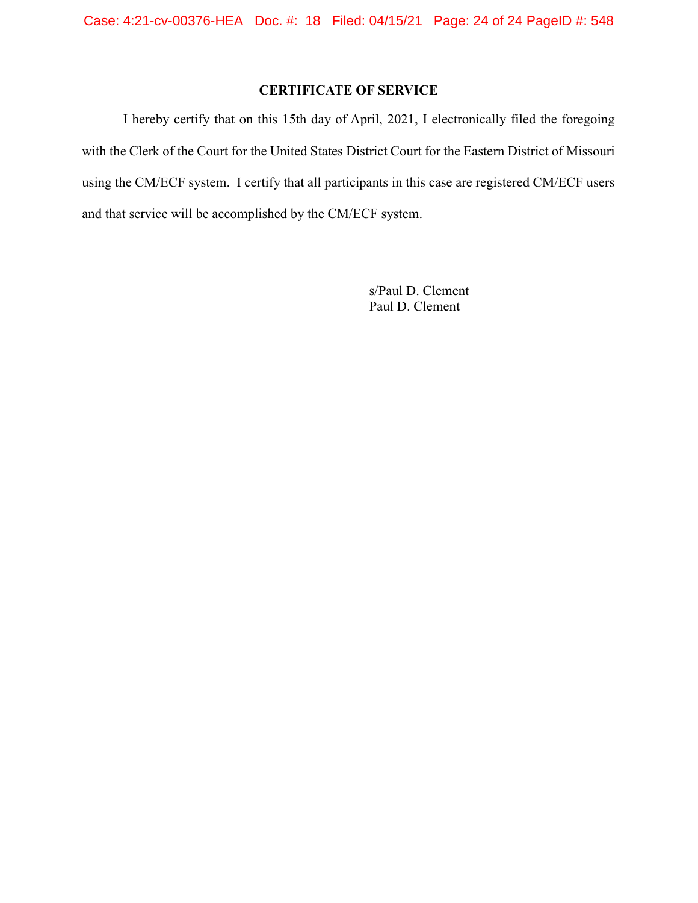## CERTIFICATE OF SERVICE

I hereby certify that on this 15th day of April, 2021, I electronically filed the foregoing with the Clerk of the Court for the United States District Court for the Eastern District of Missouri using the CM/ECF system. I certify that all participants in this case are registered CM/ECF users and that service will be accomplished by the CM/ECF system.

s/Paul D. Clement
Paul D. Clement